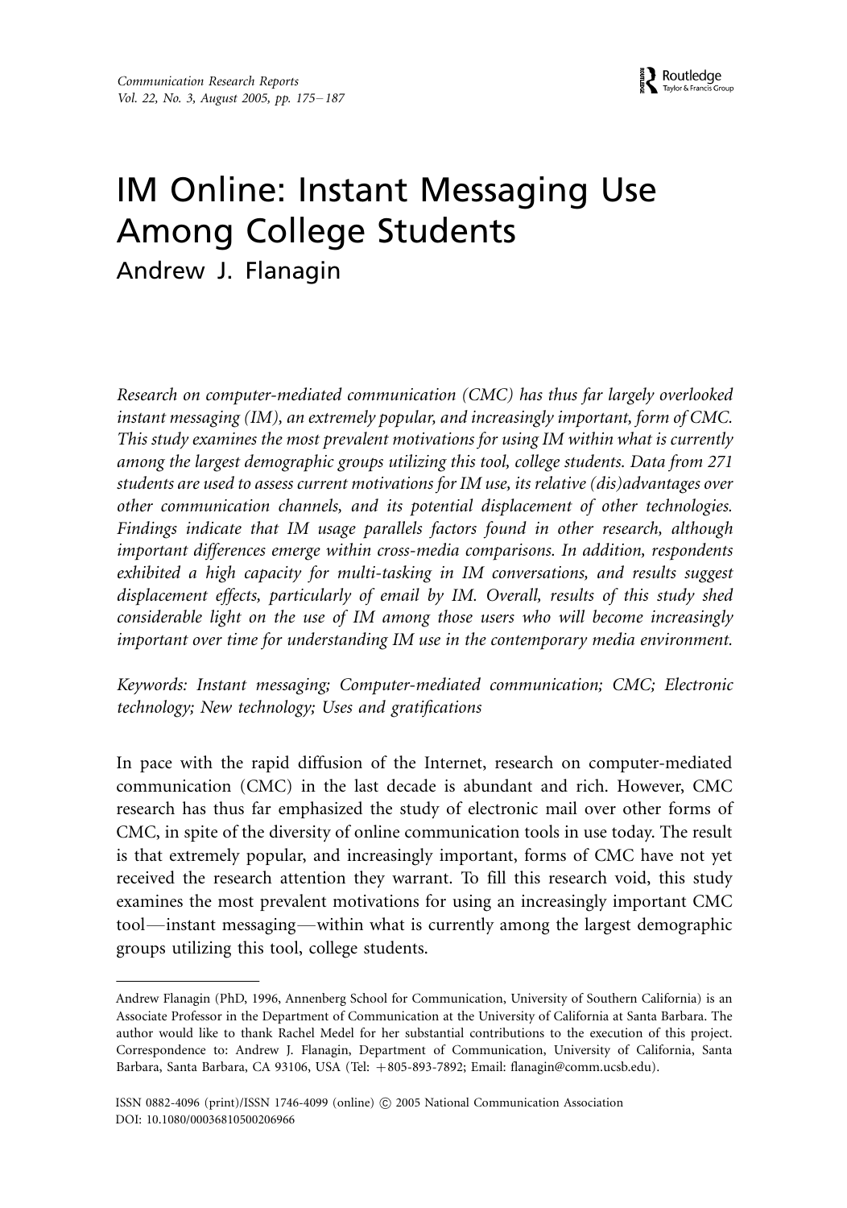# IM Online: Instant Messaging Use Among College Students

Andrew J. Flanagin

*Research on computer-mediated communication (CMC) has thus far largely overlooked instant messaging (IM), an extremely popular, and increasingly important, form of CMC. This study examines the most prevalent motivations for using IM within what is currently among the largest demographic groups utilizing this tool, college students. Data from 271 students are used to assess current motivations for IM use, its relative (dis)advantages over other communication channels, and its potential displacement of other technologies. Findings indicate that IM usage parallels factors found in other research, although important differences emerge within cross-media comparisons. In addition, respondents exhibited a high capacity for multi-tasking in IM conversations, and results suggest displacement effects, particularly of email by IM. Overall, results of this study shed considerable light on the use of IM among those users who will become increasingly important over time for understanding IM use in the contemporary media environment.*

*Keywords: Instant messaging; Computer-mediated communication; CMC; Electronic technology; New technology; Uses and gratifications*

In pace with the rapid diffusion of the Internet, research on computer-mediated communication (CMC) in the last decade is abundant and rich. However, CMC research has thus far emphasized the study of electronic mail over other forms of CMC, in spite of the diversity of online communication tools in use today. The result is that extremely popular, and increasingly important, forms of CMC have not yet received the research attention they warrant. To fill this research void, this study examines the most prevalent motivations for using an increasingly important CMC tool—instant messaging—within what is currently among the largest demographic groups utilizing this tool, college students.

---

Andrew Flanagin (PhD, 1996, Annenberg School for Communication, University of Southern California) is an Associate Professor in the Department of Communication at the University of California at Santa Barbara. The author would like to thank Rachel Medel for her substantial contributions to the execution of this project. Correspondence to: Andrew J. Flanagin, Department of Communication, University of California, Santa Barbara, Santa Barbara, CA 93106, USA (Tel: +805-893-7892; Email: flanagin@comm.ucsb.edu).

ISSN 0882-4096 (print)/ISSN 1746-4099 (online) © 2005 National Communication Association
DOI: 10.1080/00036810500206966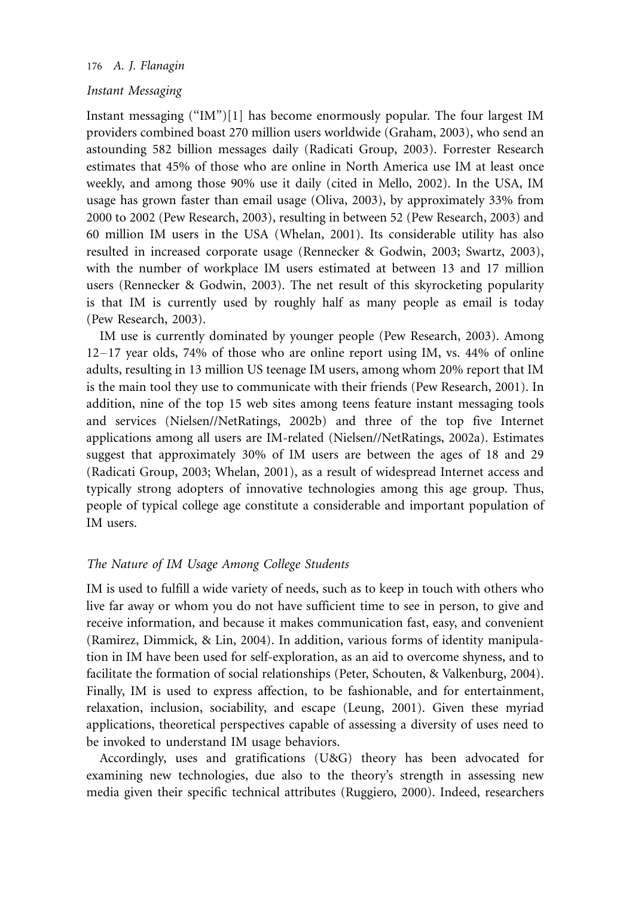## *Instant Messaging*

Instant messaging ("IM")[1] has become enormously popular. The four largest IM providers combined boast 270 million users worldwide (Graham, 2003), who send an astounding 582 billion messages daily (Radicati Group, 2003). Forrester Research estimates that 45% of those who are online in North America use IM at least once weekly, and among those 90% use it daily (cited in Mello, 2002). In the USA, IM usage has grown faster than email usage (Oliva, 2003), by approximately 33% from 2000 to 2002 (Pew Research, 2003), resulting in between 52 (Pew Research, 2003) and 60 million IM users in the USA (Whelan, 2001). Its considerable utility has also resulted in increased corporate usage (Rennecker & Godwin, 2003; Swartz, 2003), with the number of workplace IM users estimated at between 13 and 17 million users (Rennecker & Godwin, 2003). The net result of this skyrocketing popularity is that IM is currently used by roughly half as many people as email is today (Pew Research, 2003).

IM use is currently dominated by younger people (Pew Research, 2003). Among 12–17 year olds, 74% of those who are online report using IM, vs. 44% of online adults, resulting in 13 million US teenage IM users, among whom 20% report that IM is the main tool they use to communicate with their friends (Pew Research, 2001). In addition, nine of the top 15 web sites among teens feature instant messaging tools and services (Nielsen//NetRatings, 2002b) and three of the top five Internet applications among all users are IM-related (Nielsen//NetRatings, 2002a). Estimates suggest that approximately 30% of IM users are between the ages of 18 and 29 (Radicati Group, 2003; Whelan, 2001), as a result of widespread Internet access and typically strong adopters of innovative technologies among this age group. Thus, people of typical college age constitute a considerable and important population of IM users.

## *The Nature of IM Usage Among College Students*

IM is used to fulfill a wide variety of needs, such as to keep in touch with others who live far away or whom you do not have sufficient time to see in person, to give and receive information, and because it makes communication fast, easy, and convenient (Ramirez, Dimmick, & Lin, 2004). In addition, various forms of identity manipulation in IM have been used for self-exploration, as an aid to overcome shyness, and to facilitate the formation of social relationships (Peter, Schouten, & Valkenburg, 2004). Finally, IM is used to express affection, to be fashionable, and for entertainment, relaxation, inclusion, sociability, and escape (Leung, 2001). Given these myriad applications, theoretical perspectives capable of assessing a diversity of uses need to be invoked to understand IM usage behaviors.

Accordingly, uses and gratifications (U&G) theory has been advocated for examining new technologies, due also to the theory's strength in assessing new media given their specific technical attributes (Ruggiero, 2000). Indeed, researchers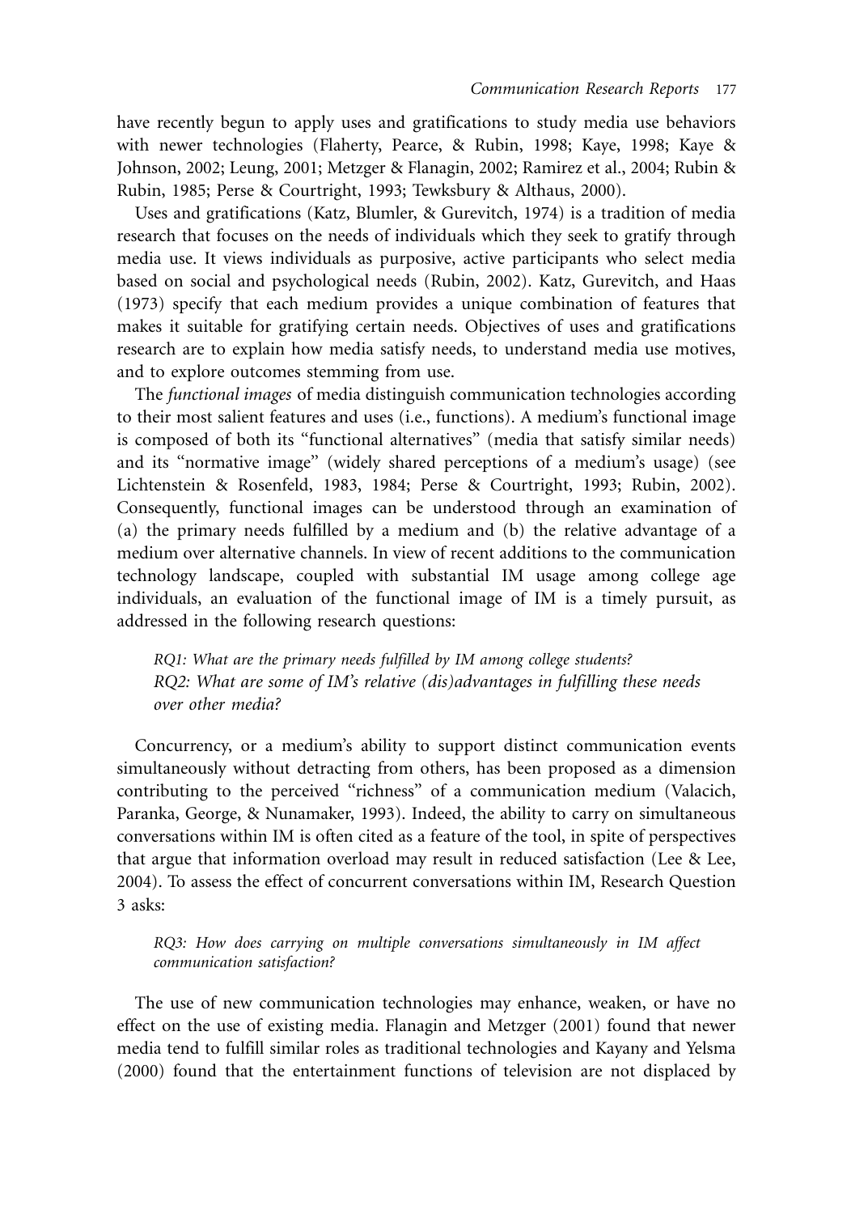have recently begun to apply uses and gratifications to study media use behaviors with newer technologies (Flaherty, Pearce, & Rubin, 1998; Kaye, 1998; Kaye & Johnson, 2002; Leung, 2001; Metzger & Flanagin, 2002; Ramirez et al., 2004; Rubin & Rubin, 1985; Perse & Courtright, 1993; Tewksbury & Althaus, 2000).

Uses and gratifications (Katz, Blumler, & Gurevitch, 1974) is a tradition of media research that focuses on the needs of individuals which they seek to gratify through media use. It views individuals as purposive, active participants who select media based on social and psychological needs (Rubin, 2002). Katz, Gurevitch, and Haas (1973) specify that each medium provides a unique combination of features that makes it suitable for gratifying certain needs. Objectives of uses and gratifications research are to explain how media satisfy needs, to understand media use motives, and to explore outcomes stemming from use.

The *functional images* of media distinguish communication technologies according to their most salient features and uses (i.e., functions). A medium's functional image is composed of both its "functional alternatives" (media that satisfy similar needs) and its "normative image" (widely shared perceptions of a medium's usage) (see Lichtenstein & Rosenfeld, 1983, 1984; Perse & Courtright, 1993; Rubin, 2002). Consequently, functional images can be understood through an examination of (a) the primary needs fulfilled by a medium and (b) the relative advantage of a medium over alternative channels. In view of recent additions to the communication technology landscape, coupled with substantial IM usage among college age individuals, an evaluation of the functional image of IM is a timely pursuit, as addressed in the following research questions:

> *RQ1: What are the primary needs fulfilled by IM among college students?*
> *RQ2: What are some of IM's relative (dis)advantages in fulfilling these needs over other media?*

Concurrency, or a medium's ability to support distinct communication events simultaneously without detracting from others, has been proposed as a dimension contributing to the perceived "richness" of a communication medium (Valacich, Paranka, George, & Nunamaker, 1993). Indeed, the ability to carry on simultaneous conversations within IM is often cited as a feature of the tool, in spite of perspectives that argue that information overload may result in reduced satisfaction (Lee & Lee, 2004). To assess the effect of concurrent conversations within IM, Research Question 3 asks:

> *RQ3: How does carrying on multiple conversations simultaneously in IM affect communication satisfaction?*

The use of new communication technologies may enhance, weaken, or have no effect on the use of existing media. Flanagin and Metzger (2001) found that newer media tend to fulfill similar roles as traditional technologies and Kayany and Yelsma (2000) found that the entertainment functions of television are not displaced by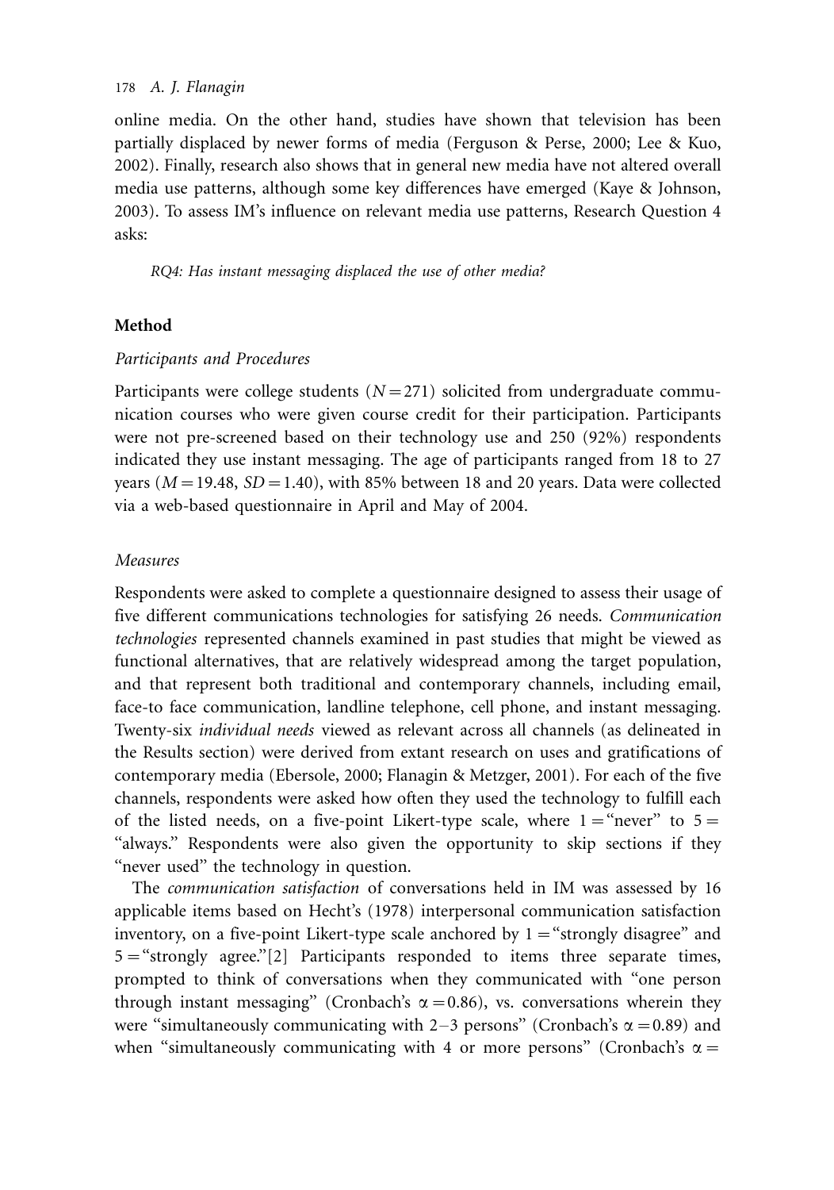online media. On the other hand, studies have shown that television has been partially displaced by newer forms of media (Ferguson & Perse, 2000; Lee & Kuo, 2002). Finally, research also shows that in general new media have not altered overall media use patterns, although some key differences have emerged (Kaye & Johnson, 2003). To assess IM's influence on relevant media use patterns, Research Question 4 asks:

*RQ4: Has instant messaging displaced the use of other media?*

## Method

### *Participants and Procedures*

Participants were college students ($N = 271$) solicited from undergraduate communication courses who were given course credit for their participation. Participants were not pre-screened based on their technology use and 250 (92%) respondents indicated they use instant messaging. The age of participants ranged from 18 to 27 years ($M = 19.48$, $SD = 1.40$), with 85% between 18 and 20 years. Data were collected via a web-based questionnaire in April and May of 2004.

### *Measures*

Respondents were asked to complete a questionnaire designed to assess their usage of five different communications technologies for satisfying 26 needs. *Communication technologies* represented channels examined in past studies that might be viewed as functional alternatives, that are relatively widespread among the target population, and that represent both traditional and contemporary channels, including email, face-to face communication, landline telephone, cell phone, and instant messaging. Twenty-six *individual needs* viewed as relevant across all channels (as delineated in the Results section) were derived from extant research on uses and gratifications of contemporary media (Ebersole, 2000; Flanagin & Metzger, 2001). For each of the five channels, respondents were asked how often they used the technology to fulfill each of the listed needs, on a five-point Likert-type scale, where 1 = "never" to 5 = "always." Respondents were also given the opportunity to skip sections if they "never used" the technology in question.

The *communication satisfaction* of conversations held in IM was assessed by 16 applicable items based on Hecht's (1978) interpersonal communication satisfaction inventory, on a five-point Likert-type scale anchored by 1 = "strongly disagree" and 5 = "strongly agree."[2] Participants responded to items three separate times, prompted to think of conversations when they communicated with "one person through instant messaging" (Cronbach's $\alpha = 0.86$), vs. conversations wherein they were "simultaneously communicating with 2–3 persons" (Cronbach's $\alpha = 0.89$) and when "simultaneously communicating with 4 or more persons" (Cronbach's $\alpha =$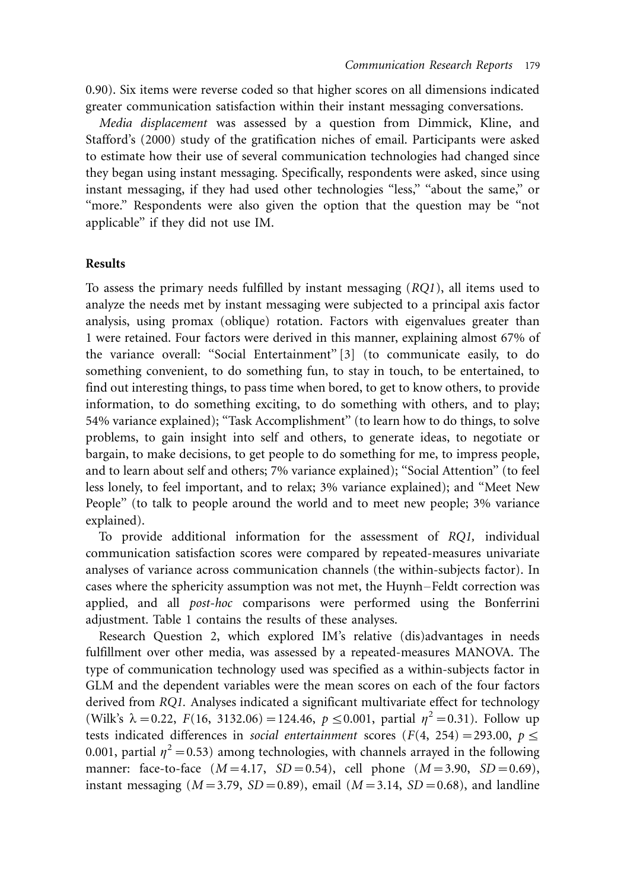0.90). Six items were reverse coded so that higher scores on all dimensions indicated greater communication satisfaction within their instant messaging conversations.

*Media displacement* was assessed by a question from Dimmick, Kline, and Stafford's (2000) study of the gratification niches of email. Participants were asked to estimate how their use of several communication technologies had changed since they began using instant messaging. Specifically, respondents were asked, since using instant messaging, if they had used other technologies "less," "about the same," or "more." Respondents were also given the option that the question may be "not applicable" if they did not use IM.

## Results

To assess the primary needs fulfilled by instant messaging (*RQ1*), all items used to analyze the needs met by instant messaging were subjected to a principal axis factor analysis, using promax (oblique) rotation. Factors with eigenvalues greater than 1 were retained. Four factors were derived in this manner, explaining almost 67% of the variance overall: "Social Entertainment" [3] (to communicate easily, to do something convenient, to do something fun, to stay in touch, to be entertained, to find out interesting things, to pass time when bored, to get to know others, to provide information, to do something exciting, to do something with others, and to play; 54% variance explained); "Task Accomplishment" (to learn how to do things, to solve problems, to gain insight into self and others, to generate ideas, to negotiate or bargain, to make decisions, to get people to do something for me, to impress people, and to learn about self and others; 7% variance explained); "Social Attention" (to feel less lonely, to feel important, and to relax; 3% variance explained); and "Meet New People" (to talk to people around the world and to meet new people; 3% variance explained).

To provide additional information for the assessment of *RQ1,* individual communication satisfaction scores were compared by repeated-measures univariate analyses of variance across communication channels (the within-subjects factor). In cases where the sphericity assumption was not met, the Huynh–Feldt correction was applied, and all *post-hoc* comparisons were performed using the Bonferrini adjustment. Table 1 contains the results of these analyses.

Research Question 2, which explored IM's relative (dis)advantages in needs fulfillment over other media, was assessed by a repeated-measures MANOVA. The type of communication technology used was specified as a within-subjects factor in GLM and the dependent variables were the mean scores on each of the four factors derived from *RQ1.* Analyses indicated a significant multivariate effect for technology (Wilk's $\lambda = 0.22$, $F(16, 3132.06) = 124.46$, $p \leq 0.001$, partial $\eta^2 = 0.31$). Follow up tests indicated differences in *social entertainment* scores ($F(4, 254) = 293.00$, $p \leq 0.001$, partial $\eta^2 = 0.53$) among technologies, with channels arrayed in the following manner: face-to-face ($M = 4.17$, $SD = 0.54$), cell phone ($M = 3.90$, $SD = 0.69$), instant messaging ($M = 3.79$, $SD = 0.89$), email ($M = 3.14$, $SD = 0.68$), and landline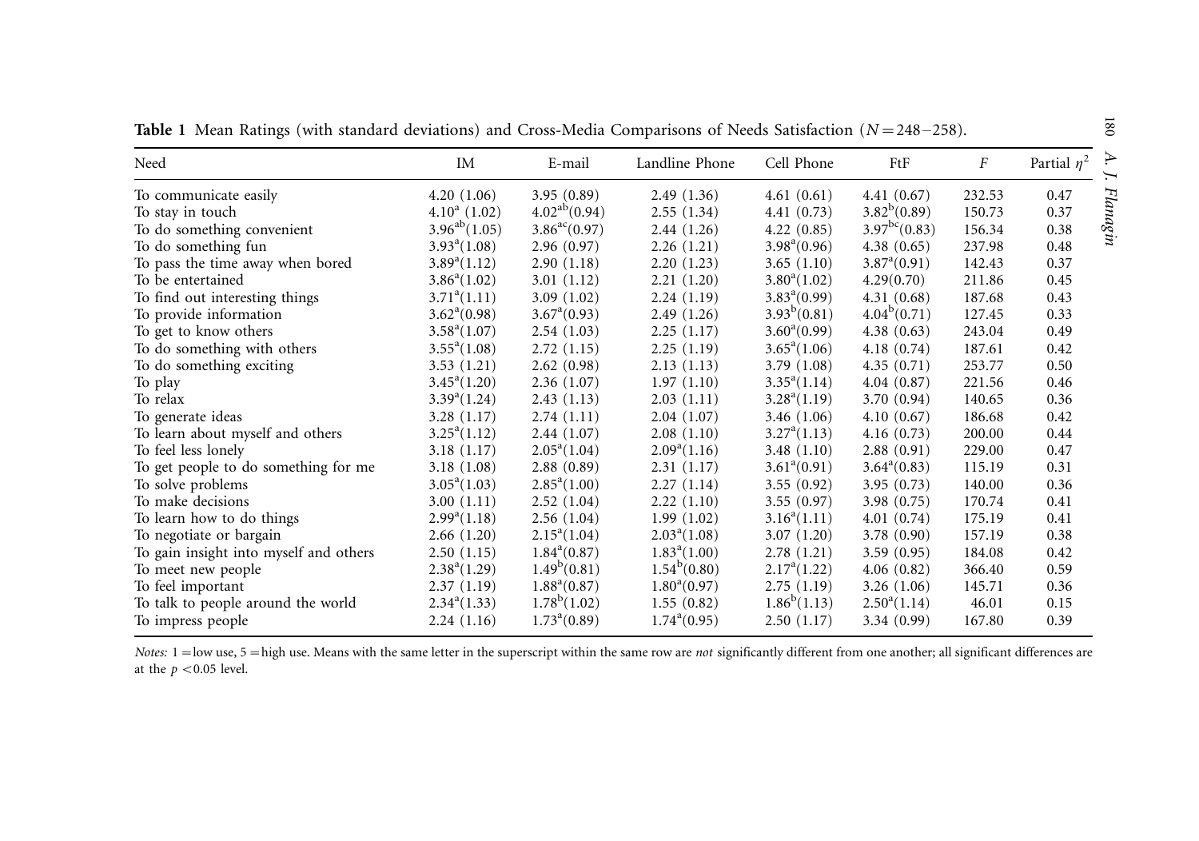**Table 1** Mean Ratings (with standard deviations) and Cross-Media Comparisons of Needs Satisfaction ($N = 248–258$).

| Need | IM | E-mail | Landline Phone | Cell Phone | FtF | $F$ | Partial $\eta^2$ |
|---|---|---|---|---|---|---|---|
| To communicate easily | 4.20 (1.06) | 3.95 (0.89) | 2.49 (1.36) | 4.61 (0.61) | 4.41 (0.67) | 232.53 | 0.47 |
| To stay in touch | $4.10^{a}$ (1.02) | $4.02^{ab}$(0.94) | 2.55 (1.34) | 4.41 (0.73) | $3.82^{b}$(0.89) | 150.73 | 0.37 |
| To do something convenient | $3.96^{ab}$(1.05) | $3.86^{ac}$(0.97) | 2.44 (1.26) | 4.22 (0.85) | $3.97^{bc}$(0.83) | 156.34 | 0.38 |
| To do something fun | $3.93^{a}$(1.08) | 2.96 (0.97) | 2.26 (1.21) | $3.98^{a}$(0.96) | 4.38 (0.65) | 237.98 | 0.48 |
| To pass the time away when bored | $3.89^{a}$(1.12) | 2.90 (1.18) | 2.20 (1.23) | 3.65 (1.10) | $3.87^{a}$(0.91) | 142.43 | 0.37 |
| To be entertained | $3.86^{a}$(1.02) | 3.01 (1.12) | 2.21 (1.20) | $3.80^{a}$(1.02) | 4.29(0.70) | 211.86 | 0.45 |
| To find out interesting things | $3.71^{a}$(1.11) | 3.09 (1.02) | 2.24 (1.19) | $3.83^{a}$(0.99) | 4.31 (0.68) | 187.68 | 0.43 |
| To provide information | $3.62^{a}$(0.98) | $3.67^{a}$(0.93) | 2.49 (1.26) | $3.93^{b}$(0.81) | $4.04^{b}$(0.71) | 127.45 | 0.33 |
| To get to know others | $3.58^{a}$(1.07) | 2.54 (1.03) | 2.25 (1.17) | $3.60^{a}$(0.99) | 4.38 (0.63) | 243.04 | 0.49 |
| To do something with others | $3.55^{a}$(1.08) | 2.72 (1.15) | 2.25 (1.19) | $3.65^{a}$(1.06) | 4.18 (0.74) | 187.61 | 0.42 |
| To do something exciting | 3.53 (1.21) | 2.62 (0.98) | 2.13 (1.13) | 3.79 (1.08) | 4.35 (0.71) | 253.77 | 0.50 |
| To play | $3.45^{a}$(1.20) | 2.36 (1.07) | 1.97 (1.10) | $3.35^{a}$(1.14) | 4.04 (0.87) | 221.56 | 0.46 |
| To relax | $3.39^{a}$(1.24) | 2.43 (1.13) | 2.03 (1.11) | $3.28^{a}$(1.19) | 3.70 (0.94) | 140.65 | 0.36 |
| To generate ideas | 3.28 (1.17) | 2.74 (1.11) | 2.04 (1.07) | 3.46 (1.06) | 4.10 (0.67) | 186.68 | 0.42 |
| To learn about myself and others | $3.25^{a}$(1.12) | 2.44 (1.07) | 2.08 (1.10) | $3.27^{a}$(1.13) | 4.16 (0.73) | 200.00 | 0.44 |
| To feel less lonely | 3.18 (1.17) | $2.05^{a}$(1.04) | $2.09^{a}$(1.16) | 3.48 (1.10) | 2.88 (0.91) | 229.00 | 0.47 |
| To get people to do something for me | 3.18 (1.08) | 2.88 (0.89) | 2.31 (1.17) | $3.61^{a}$(0.91) | $3.64^{a}$(0.83) | 115.19 | 0.31 |
| To solve problems | $3.05^{a}$(1.03) | $2.85^{a}$(1.00) | 2.27 (1.14) | 3.55 (0.92) | 3.95 (0.73) | 140.00 | 0.36 |
| To make decisions | 3.00 (1.11) | 2.52 (1.04) | 2.22 (1.10) | 3.55 (0.97) | 3.98 (0.75) | 170.74 | 0.41 |
| To learn how to do things | $2.99^{a}$(1.18) | 2.56 (1.04) | 1.99 (1.02) | $3.16^{a}$(1.11) | 4.01 (0.74) | 175.19 | 0.41 |
| To negotiate or bargain | 2.66 (1.20) | $2.15^{a}$(1.04) | $2.03^{a}$(1.08) | 3.07 (1.20) | 3.78 (0.90) | 157.19 | 0.38 |
| To gain insight into myself and others | 2.50 (1.15) | $1.84^{a}$(0.87) | $1.83^{a}$(1.00) | 2.78 (1.21) | 3.59 (0.95) | 184.08 | 0.42 |
| To meet new people | $2.38^{a}$(1.29) | $1.49^{b}$(0.81) | $1.54^{b}$(0.80) | $2.17^{a}$(1.22) | 4.06 (0.82) | 366.40 | 0.59 |
| To feel important | 2.37 (1.19) | $1.88^{a}$(0.87) | $1.80^{a}$(0.97) | 2.75 (1.19) | 3.26 (1.06) | 145.71 | 0.36 |
| To talk to people around the world | $2.34^{a}$(1.33) | $1.78^{b}$(1.02) | 1.55 (0.82) | $1.86^{b}$(1.13) | $2.50^{a}$(1.14) | 46.01 | 0.15 |
| To impress people | 2.24 (1.16) | $1.73^{a}$(0.89) | $1.74^{a}$(0.95) | 2.50 (1.17) | 3.34 (0.99) | 167.80 | 0.39 |

*Notes:* 1 = low use, 5 = high use. Means with the same letter in the superscript within the same row are *not* significantly different from one another; all significant differences are at the $p < 0.05$ level.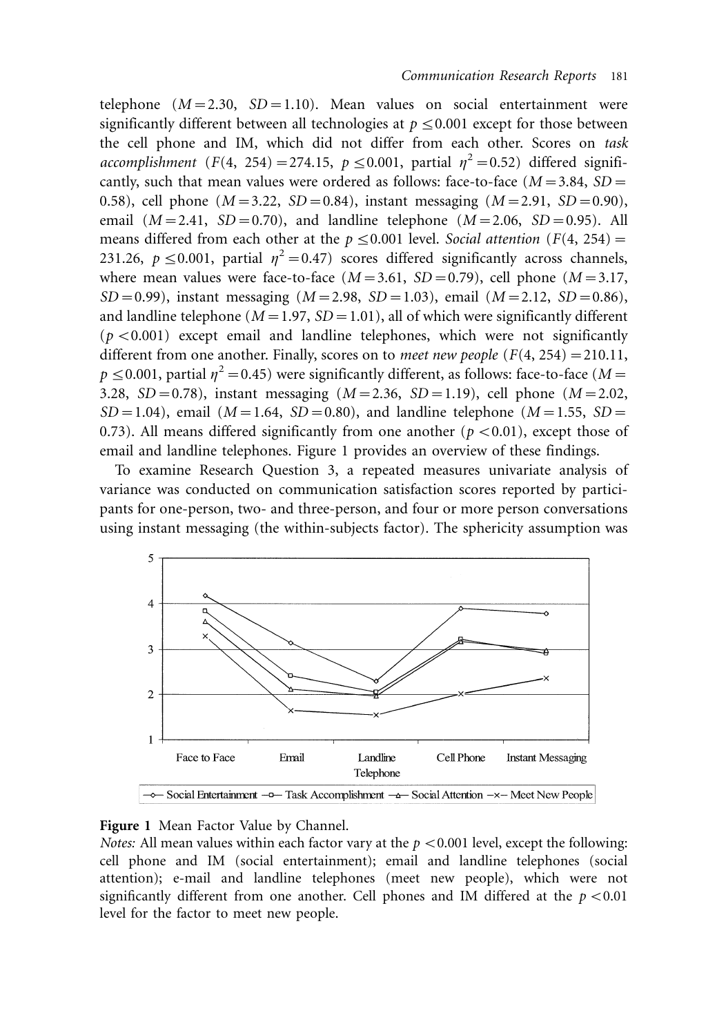telephone ($M = 2.30$, $SD = 1.10$). Mean values on social entertainment were significantly different between all technologies at $p \leq 0.001$ except for those between the cell phone and IM, which did not differ from each other. Scores on *task accomplishment* ($F(4, 254) = 274.15$, $p \leq 0.001$, partial $\eta^2 = 0.52$) differed significantly, such that mean values were ordered as follows: face-to-face ($M = 3.84$, $SD = 0.58$), cell phone ($M = 3.22$, $SD = 0.84$), instant messaging ($M = 2.91$, $SD = 0.90$), email ($M = 2.41$, $SD = 0.70$), and landline telephone ($M = 2.06$, $SD = 0.95$). All means differed from each other at the $p \leq 0.001$ level. *Social attention* ($F(4, 254) = 231.26$, $p \leq 0.001$, partial $\eta^2 = 0.47$) scores differed significantly across channels, where mean values were face-to-face ($M = 3.61$, $SD = 0.79$), cell phone ($M = 3.17$, $SD = 0.99$), instant messaging ($M = 2.98$, $SD = 1.03$), email ($M = 2.12$, $SD = 0.86$), and landline telephone ($M = 1.97$, $SD = 1.01$), all of which were significantly different ($p < 0.001$) except email and landline telephones, which were not significantly different from one another. Finally, scores on to *meet new people* ($F(4, 254) = 210.11$, $p \leq 0.001$, partial $\eta^2 = 0.45$) were significantly different, as follows: face-to-face ($M = 3.28$, $SD = 0.78$), instant messaging ($M = 2.36$, $SD = 1.19$), cell phone ($M = 2.02$, $SD = 1.04$), email ($M = 1.64$, $SD = 0.80$), and landline telephone ($M = 1.55$, $SD = 0.73$). All means differed significantly from one another ($p < 0.01$), except those of email and landline telephones. Figure 1 provides an overview of these findings.

To examine Research Question 3, a repeated measures univariate analysis of variance was conducted on communication satisfaction scores reported by participants for one-person, two- and three-person, and four or more person conversations using instant messaging (the within-subjects factor). The sphericity assumption was

**Figure 1** Mean Factor Value by Channel.

*Notes:* All mean values within each factor vary at the $p < 0.001$ level, except the following: cell phone and IM (social entertainment); email and landline telephones (social attention); e-mail and landline telephones (meet new people), which were not significantly different from one another. Cell phones and IM differed at the $p < 0.01$ level for the factor to meet new people.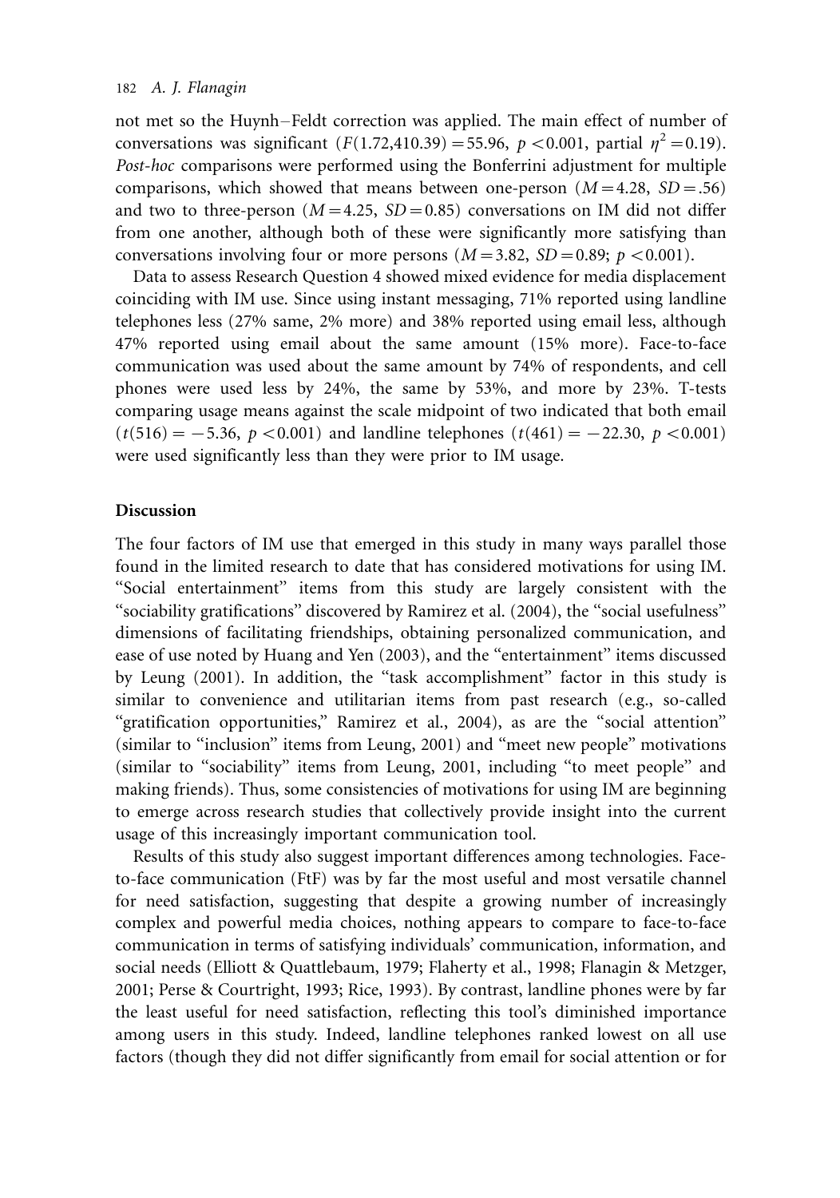not met so the Huynh–Feldt correction was applied. The main effect of number of conversations was significant ($F(1.72,410.39) = 55.96$, $p < 0.001$, partial $\eta^2 = 0.19$). *Post-hoc* comparisons were performed using the Bonferrini adjustment for multiple comparisons, which showed that means between one-person ($M = 4.28$, $SD = .56$) and two to three-person ($M = 4.25$, $SD = 0.85$) conversations on IM did not differ from one another, although both of these were significantly more satisfying than conversations involving four or more persons ($M = 3.82$, $SD = 0.89$; $p < 0.001$).

Data to assess Research Question 4 showed mixed evidence for media displacement coinciding with IM use. Since using instant messaging, 71% reported using landline telephones less (27% same, 2% more) and 38% reported using email less, although 47% reported using email about the same amount (15% more). Face-to-face communication was used about the same amount by 74% of respondents, and cell phones were used less by 24%, the same by 53%, and more by 23%. T-tests comparing usage means against the scale midpoint of two indicated that both email ($t(516) = -5.36$, $p < 0.001$) and landline telephones ($t(461) = -22.30$, $p < 0.001$) were used significantly less than they were prior to IM usage.

## Discussion

The four factors of IM use that emerged in this study in many ways parallel those found in the limited research to date that has considered motivations for using IM. "Social entertainment" items from this study are largely consistent with the "sociability gratifications" discovered by Ramirez et al. (2004), the "social usefulness" dimensions of facilitating friendships, obtaining personalized communication, and ease of use noted by Huang and Yen (2003), and the "entertainment" items discussed by Leung (2001). In addition, the "task accomplishment" factor in this study is similar to convenience and utilitarian items from past research (e.g., so-called "gratification opportunities," Ramirez et al., 2004), as are the "social attention" (similar to "inclusion" items from Leung, 2001) and "meet new people" motivations (similar to "sociability" items from Leung, 2001, including "to meet people" and making friends). Thus, some consistencies of motivations for using IM are beginning to emerge across research studies that collectively provide insight into the current usage of this increasingly important communication tool.

Results of this study also suggest important differences among technologies. Face-to-face communication (FtF) was by far the most useful and most versatile channel for need satisfaction, suggesting that despite a growing number of increasingly complex and powerful media choices, nothing appears to compare to face-to-face communication in terms of satisfying individuals' communication, information, and social needs (Elliott & Quattlebaum, 1979; Flaherty et al., 1998; Flanagin & Metzger, 2001; Perse & Courtright, 1993; Rice, 1993). By contrast, landline phones were by far the least useful for need satisfaction, reflecting this tool's diminished importance among users in this study. Indeed, landline telephones ranked lowest on all use factors (though they did not differ significantly from email for social attention or for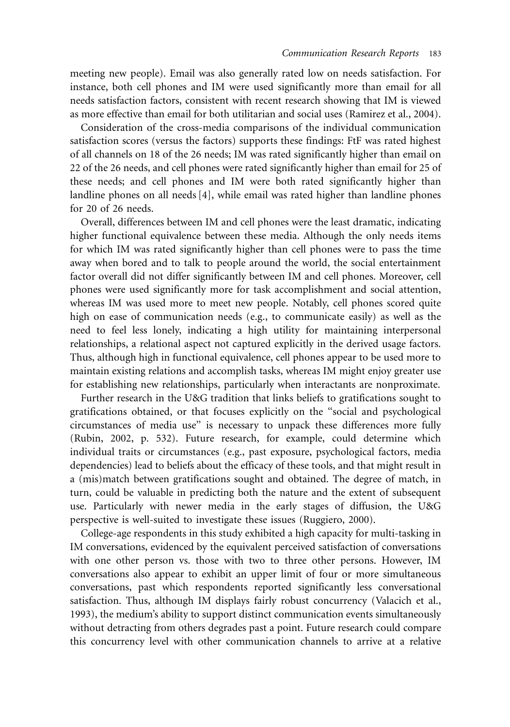meeting new people). Email was also generally rated low on needs satisfaction. For instance, both cell phones and IM were used significantly more than email for all needs satisfaction factors, consistent with recent research showing that IM is viewed as more effective than email for both utilitarian and social uses (Ramirez et al., 2004).

Consideration of the cross-media comparisons of the individual communication satisfaction scores (versus the factors) supports these findings: FtF was rated highest of all channels on 18 of the 26 needs; IM was rated significantly higher than email on 22 of the 26 needs, and cell phones were rated significantly higher than email for 25 of these needs; and cell phones and IM were both rated significantly higher than landline phones on all needs [4], while email was rated higher than landline phones for 20 of 26 needs.

Overall, differences between IM and cell phones were the least dramatic, indicating higher functional equivalence between these media. Although the only needs items for which IM was rated significantly higher than cell phones were to pass the time away when bored and to talk to people around the world, the social entertainment factor overall did not differ significantly between IM and cell phones. Moreover, cell phones were used significantly more for task accomplishment and social attention, whereas IM was used more to meet new people. Notably, cell phones scored quite high on ease of communication needs (e.g., to communicate easily) as well as the need to feel less lonely, indicating a high utility for maintaining interpersonal relationships, a relational aspect not captured explicitly in the derived usage factors. Thus, although high in functional equivalence, cell phones appear to be used more to maintain existing relations and accomplish tasks, whereas IM might enjoy greater use for establishing new relationships, particularly when interactants are nonproximate.

Further research in the U&G tradition that links beliefs to gratifications sought to gratifications obtained, or that focuses explicitly on the "social and psychological circumstances of media use" is necessary to unpack these differences more fully (Rubin, 2002, p. 532). Future research, for example, could determine which individual traits or circumstances (e.g., past exposure, psychological factors, media dependencies) lead to beliefs about the efficacy of these tools, and that might result in a (mis)match between gratifications sought and obtained. The degree of match, in turn, could be valuable in predicting both the nature and the extent of subsequent use. Particularly with newer media in the early stages of diffusion, the U&G perspective is well-suited to investigate these issues (Ruggiero, 2000).

College-age respondents in this study exhibited a high capacity for multi-tasking in IM conversations, evidenced by the equivalent perceived satisfaction of conversations with one other person vs. those with two to three other persons. However, IM conversations also appear to exhibit an upper limit of four or more simultaneous conversations, past which respondents reported significantly less conversational satisfaction. Thus, although IM displays fairly robust concurrency (Valacich et al., 1993), the medium's ability to support distinct communication events simultaneously without detracting from others degrades past a point. Future research could compare this concurrency level with other communication channels to arrive at a relative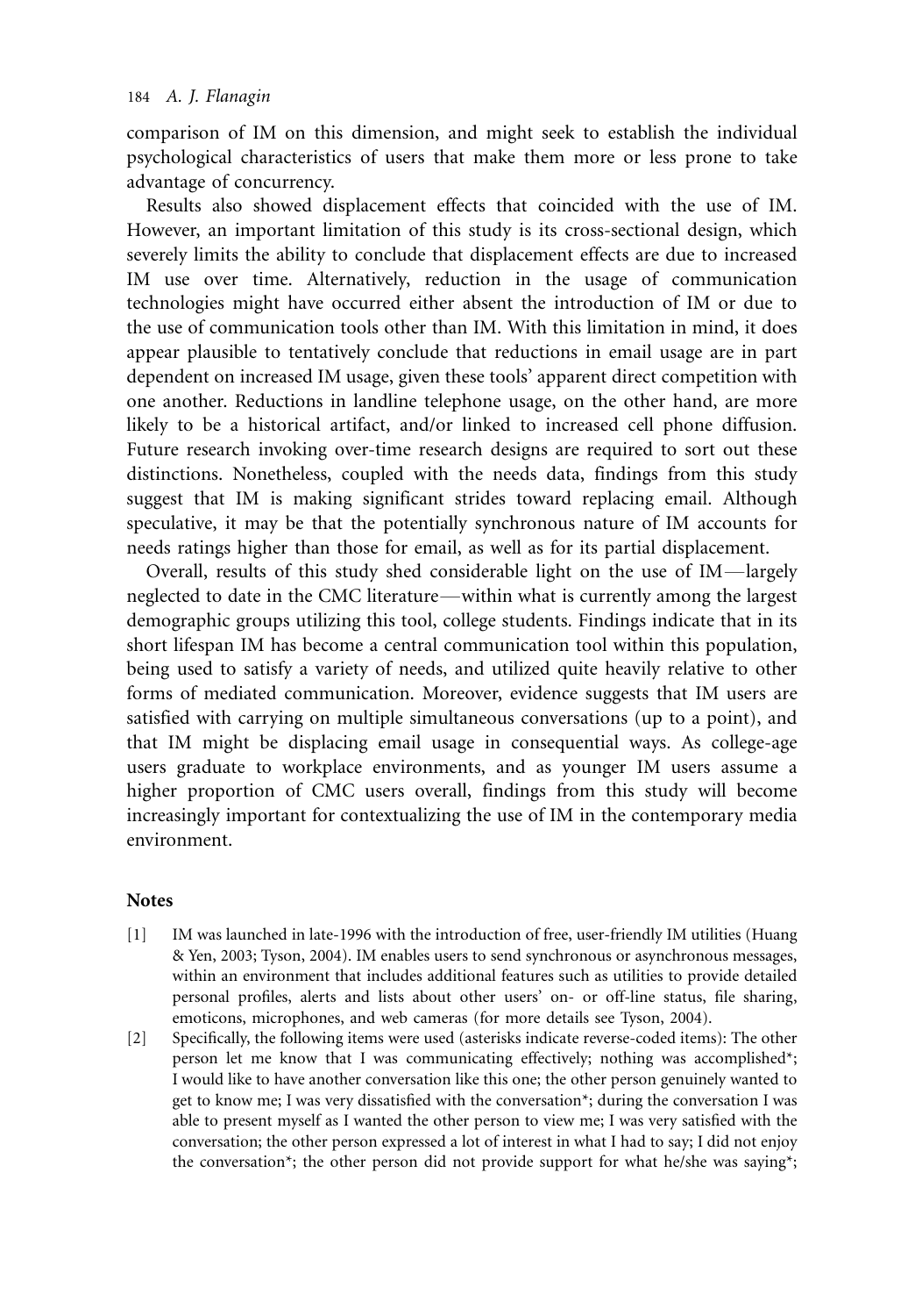comparison of IM on this dimension, and might seek to establish the individual psychological characteristics of users that make them more or less prone to take advantage of concurrency.

Results also showed displacement effects that coincided with the use of IM. However, an important limitation of this study is its cross-sectional design, which severely limits the ability to conclude that displacement effects are due to increased IM use over time. Alternatively, reduction in the usage of communication technologies might have occurred either absent the introduction of IM or due to the use of communication tools other than IM. With this limitation in mind, it does appear plausible to tentatively conclude that reductions in email usage are in part dependent on increased IM usage, given these tools' apparent direct competition with one another. Reductions in landline telephone usage, on the other hand, are more likely to be a historical artifact, and/or linked to increased cell phone diffusion. Future research invoking over-time research designs are required to sort out these distinctions. Nonetheless, coupled with the needs data, findings from this study suggest that IM is making significant strides toward replacing email. Although speculative, it may be that the potentially synchronous nature of IM accounts for needs ratings higher than those for email, as well as for its partial displacement.

Overall, results of this study shed considerable light on the use of IM—largely neglected to date in the CMC literature—within what is currently among the largest demographic groups utilizing this tool, college students. Findings indicate that in its short lifespan IM has become a central communication tool within this population, being used to satisfy a variety of needs, and utilized quite heavily relative to other forms of mediated communication. Moreover, evidence suggests that IM users are satisfied with carrying on multiple simultaneous conversations (up to a point), and that IM might be displacing email usage in consequential ways. As college-age users graduate to workplace environments, and as younger IM users assume a higher proportion of CMC users overall, findings from this study will become increasingly important for contextualizing the use of IM in the contemporary media environment.

## Notes

[1] IM was launched in late-1996 with the introduction of free, user-friendly IM utilities (Huang & Yen, 2003; Tyson, 2004). IM enables users to send synchronous or asynchronous messages, within an environment that includes additional features such as utilities to provide detailed personal profiles, alerts and lists about other users' on- or off-line status, file sharing, emoticons, microphones, and web cameras (for more details see Tyson, 2004).

[2] Specifically, the following items were used (asterisks indicate reverse-coded items): The other person let me know that I was communicating effectively; nothing was accomplished*; I would like to have another conversation like this one; the other person genuinely wanted to get to know me; I was very dissatisfied with the conversation*; during the conversation I was able to present myself as I wanted the other person to view me; I was very satisfied with the conversation; the other person expressed a lot of interest in what I had to say; I did not enjoy the conversation*; the other person did not provide support for what he/she was saying*;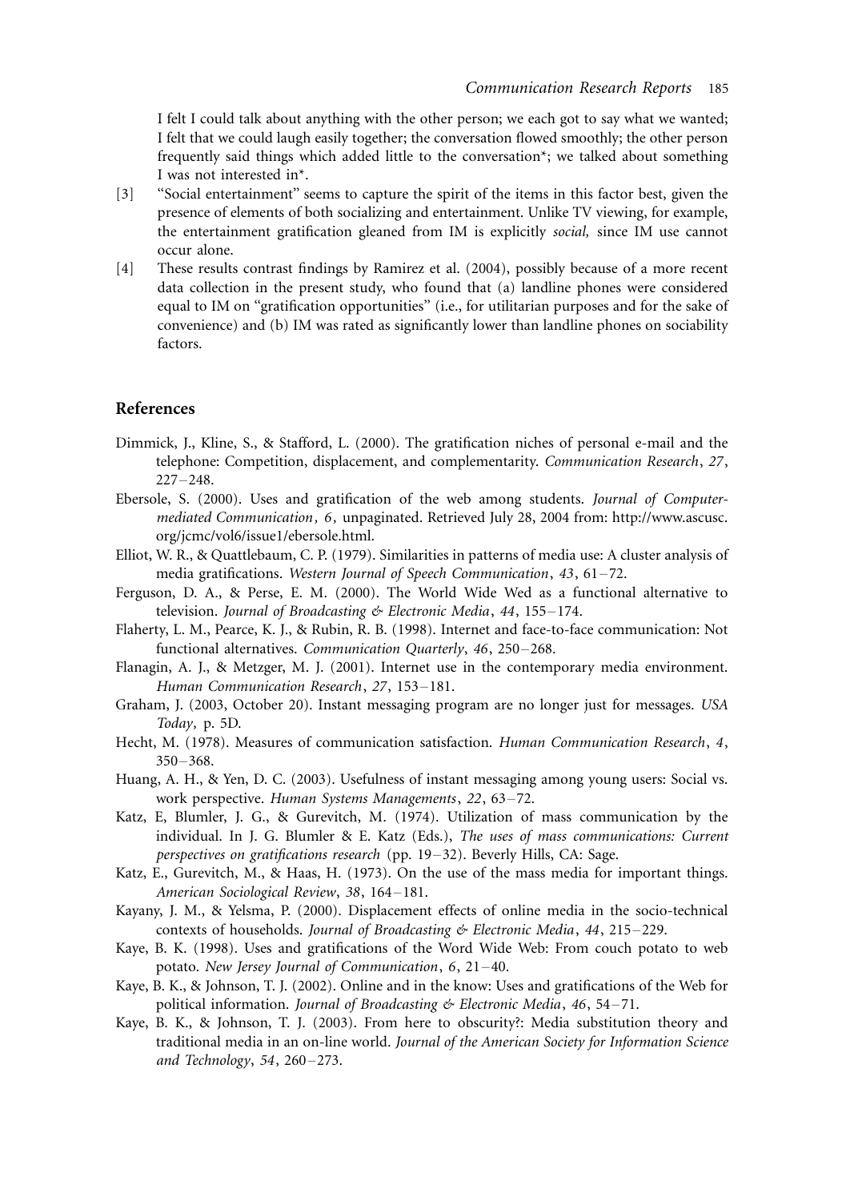I felt I could talk about anything with the other person; we each got to say what we wanted; I felt that we could laugh easily together; the conversation flowed smoothly; the other person frequently said things which added little to the conversation*; we talked about something I was not interested in*.

[3] "Social entertainment" seems to capture the spirit of the items in this factor best, given the presence of elements of both socializing and entertainment. Unlike TV viewing, for example, the entertainment gratification gleaned from IM is explicitly *social,* since IM use cannot occur alone.

[4] These results contrast findings by Ramirez et al. (2004), possibly because of a more recent data collection in the present study, who found that (a) landline phones were considered equal to IM on "gratification opportunities" (i.e., for utilitarian purposes and for the sake of convenience) and (b) IM was rated as significantly lower than landline phones on sociability factors.

## References

Dimmick, J., Kline, S., & Stafford, L. (2000). The gratification niches of personal e-mail and the telephone: Competition, displacement, and complementarity. *Communication Research*, *27*, 227–248.

Ebersole, S. (2000). Uses and gratification of the web among students. *Journal of Computer-mediated Communication, 6,* unpaginated. Retrieved July 28, 2004 from: http://www.ascusc.org/jcmc/vol6/issue1/ebersole.html.

Elliot, W. R., & Quattlebaum, C. P. (1979). Similarities in patterns of media use: A cluster analysis of media gratifications. *Western Journal of Speech Communication*, *43*, 61–72.

Ferguson, D. A., & Perse, E. M. (2000). The World Wide Wed as a functional alternative to television. *Journal of Broadcasting & Electronic Media*, *44*, 155–174.

Flaherty, L. M., Pearce, K. J., & Rubin, R. B. (1998). Internet and face-to-face communication: Not functional alternatives. *Communication Quarterly*, *46*, 250–268.

Flanagin, A. J., & Metzger, M. J. (2001). Internet use in the contemporary media environment. *Human Communication Research*, *27*, 153–181.

Graham, J. (2003, October 20). Instant messaging program are no longer just for messages. *USA Today,* p. 5D.

Hecht, M. (1978). Measures of communication satisfaction. *Human Communication Research*, *4*, 350–368.

Huang, A. H., & Yen, D. C. (2003). Usefulness of instant messaging among young users: Social vs. work perspective. *Human Systems Managements*, *22*, 63–72.

Katz, E, Blumler, J. G., & Gurevitch, M. (1974). Utilization of mass communication by the individual. In J. G. Blumler & E. Katz (Eds.), *The uses of mass communications: Current perspectives on gratifications research* (pp. 19–32). Beverly Hills, CA: Sage.

Katz, E., Gurevitch, M., & Haas, H. (1973). On the use of the mass media for important things. *American Sociological Review*, *38*, 164–181.

Kayany, J. M., & Yelsma, P. (2000). Displacement effects of online media in the socio-technical contexts of households. *Journal of Broadcasting & Electronic Media*, *44*, 215–229.

Kaye, B. K. (1998). Uses and gratifications of the Word Wide Web: From couch potato to web potato. *New Jersey Journal of Communication*, *6*, 21–40.

Kaye, B. K., & Johnson, T. J. (2002). Online and in the know: Uses and gratifications of the Web for political information. *Journal of Broadcasting & Electronic Media*, *46*, 54–71.

Kaye, B. K., & Johnson, T. J. (2003). From here to obscurity?: Media substitution theory and traditional media in an on-line world. *Journal of the American Society for Information Science and Technology*, *54*, 260–273.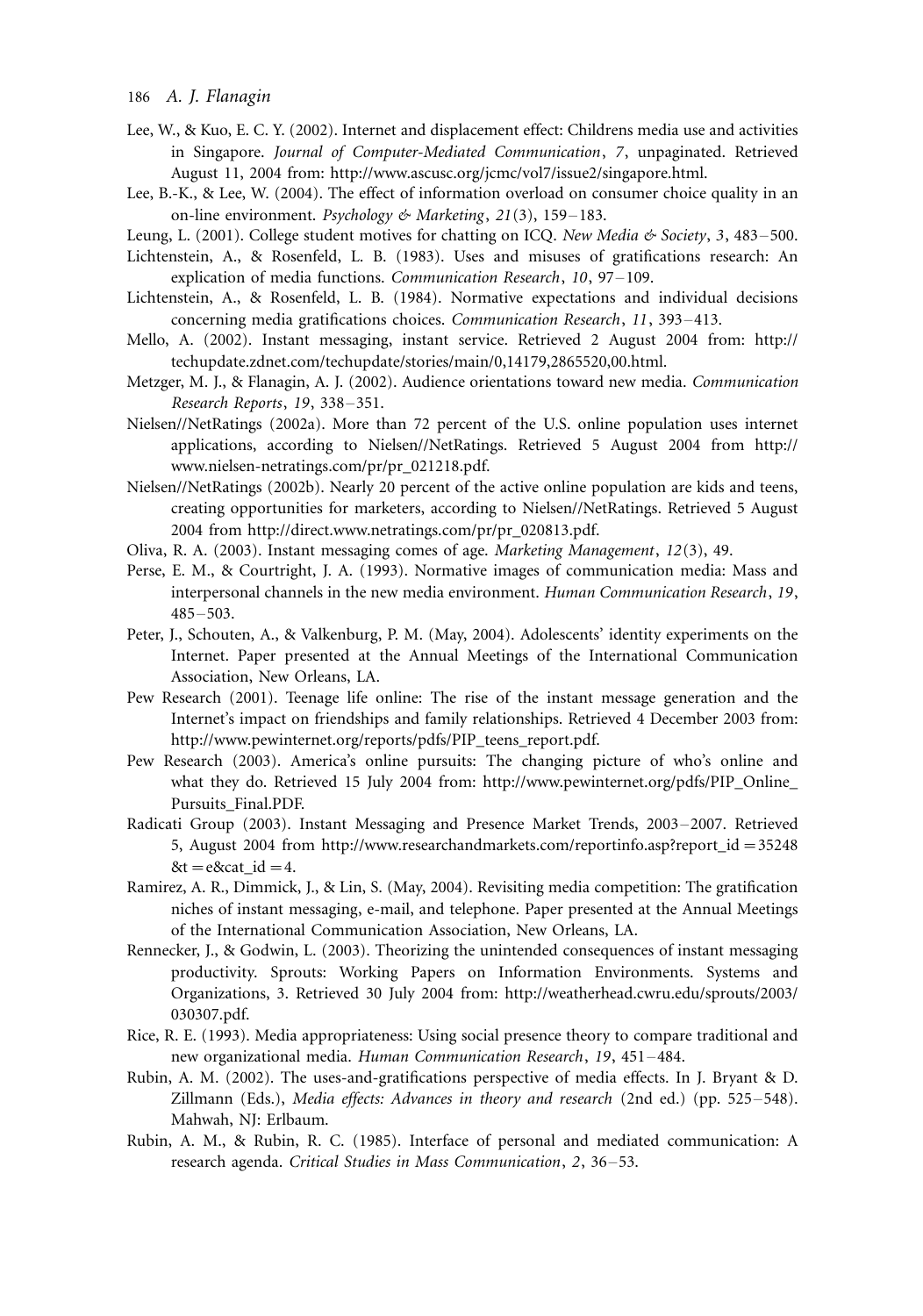Lee, W., & Kuo, E. C. Y. (2002). Internet and displacement effect: Childrens media use and activities in Singapore. *Journal of Computer-Mediated Communication*, *7*, unpaginated. Retrieved August 11, 2004 from: http://www.ascusc.org/jcmc/vol7/issue2/singapore.html.

Lee, B.-K., & Lee, W. (2004). The effect of information overload on consumer choice quality in an on-line environment. *Psychology & Marketing*, *21*(3), 159–183.

Leung, L. (2001). College student motives for chatting on ICQ. *New Media & Society*, *3*, 483–500.

Lichtenstein, A., & Rosenfeld, L. B. (1983). Uses and misuses of gratifications research: An explication of media functions. *Communication Research*, *10*, 97–109.

Lichtenstein, A., & Rosenfeld, L. B. (1984). Normative expectations and individual decisions concerning media gratifications choices. *Communication Research*, *11*, 393–413.

Mello, A. (2002). Instant messaging, instant service. Retrieved 2 August 2004 from: http://techupdate.zdnet.com/techupdate/stories/main/0,14179,2865520,00.html.

Metzger, M. J., & Flanagin, A. J. (2002). Audience orientations toward new media. *Communication Research Reports*, *19*, 338–351.

Nielsen//NetRatings (2002a). More than 72 percent of the U.S. online population uses internet applications, according to Nielsen//NetRatings. Retrieved 5 August 2004 from http://www.nielsen-netratings.com/pr/pr_021218.pdf.

Nielsen//NetRatings (2002b). Nearly 20 percent of the active online population are kids and teens, creating opportunities for marketers, according to Nielsen//NetRatings. Retrieved 5 August 2004 from http://direct.www.netratings.com/pr/pr_020813.pdf.

Oliva, R. A. (2003). Instant messaging comes of age. *Marketing Management*, *12*(3), 49.

Perse, E. M., & Courtright, J. A. (1993). Normative images of communication media: Mass and interpersonal channels in the new media environment. *Human Communication Research*, *19*, 485–503.

Peter, J., Schouten, A., & Valkenburg, P. M. (May, 2004). Adolescents' identity experiments on the Internet. Paper presented at the Annual Meetings of the International Communication Association, New Orleans, LA.

Pew Research (2001). Teenage life online: The rise of the instant message generation and the Internet's impact on friendships and family relationships. Retrieved 4 December 2003 from: http://www.pewinternet.org/reports/pdfs/PIP_teens_report.pdf.

Pew Research (2003). America's online pursuits: The changing picture of who's online and what they do. Retrieved 15 July 2004 from: http://www.pewinternet.org/pdfs/PIP_Online_Pursuits_Final.PDF.

Radicati Group (2003). Instant Messaging and Presence Market Trends, 2003–2007. Retrieved 5, August 2004 from http://www.researchandmarkets.com/reportinfo.asp?report_id =35248 &t =e&cat_id =4.

Ramirez, A. R., Dimmick, J., & Lin, S. (May, 2004). Revisiting media competition: The gratification niches of instant messaging, e-mail, and telephone. Paper presented at the Annual Meetings of the International Communication Association, New Orleans, LA.

Rennecker, J., & Godwin, L. (2003). Theorizing the unintended consequences of instant messaging productivity. Sprouts: Working Papers on Information Environments. Systems and Organizations, 3. Retrieved 30 July 2004 from: http://weatherhead.cwru.edu/sprouts/2003/030307.pdf.

Rice, R. E. (1993). Media appropriateness: Using social presence theory to compare traditional and new organizational media. *Human Communication Research*, *19*, 451–484.

Rubin, A. M. (2002). The uses-and-gratifications perspective of media effects. In J. Bryant & D. Zillmann (Eds.), *Media effects: Advances in theory and research* (2nd ed.) (pp. 525–548). Mahwah, NJ: Erlbaum.

Rubin, A. M., & Rubin, R. C. (1985). Interface of personal and mediated communication: A research agenda. *Critical Studies in Mass Communication*, *2*, 36–53.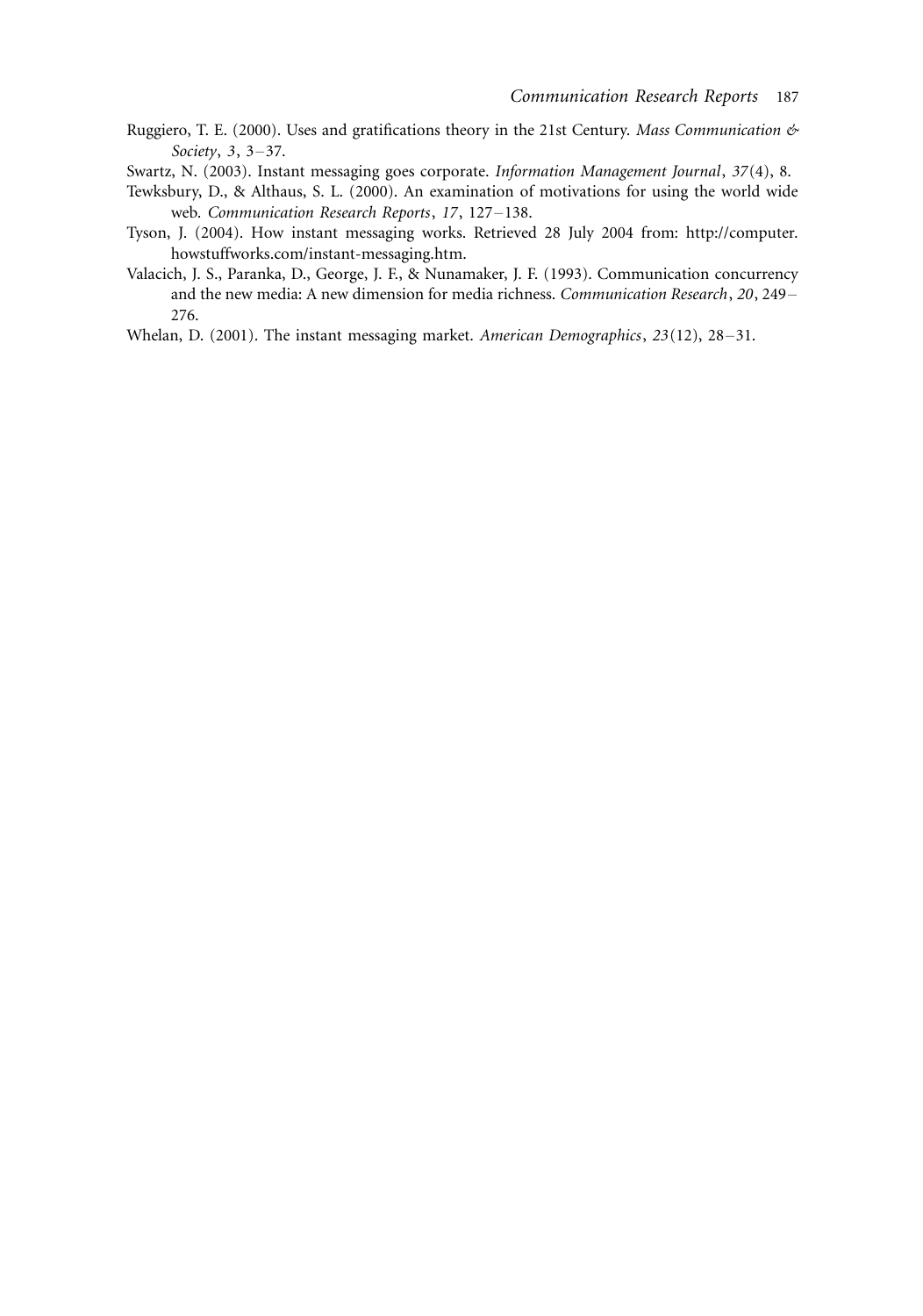Ruggiero, T. E. (2000). Uses and gratifications theory in the 21st Century. *Mass Communication & Society*, *3*, 3–37.

Swartz, N. (2003). Instant messaging goes corporate. *Information Management Journal*, *37*(4), 8.

Tewksbury, D., & Althaus, S. L. (2000). An examination of motivations for using the world wide web. *Communication Research Reports*, *17*, 127–138.

Tyson, J. (2004). How instant messaging works. Retrieved 28 July 2004 from: http://computer.howstuffworks.com/instant-messaging.htm.

Valacich, J. S., Paranka, D., George, J. F., & Nunamaker, J. F. (1993). Communication concurrency and the new media: A new dimension for media richness. *Communication Research*, *20*, 249–276.

Whelan, D. (2001). The instant messaging market. *American Demographics*, *23*(12), 28–31.